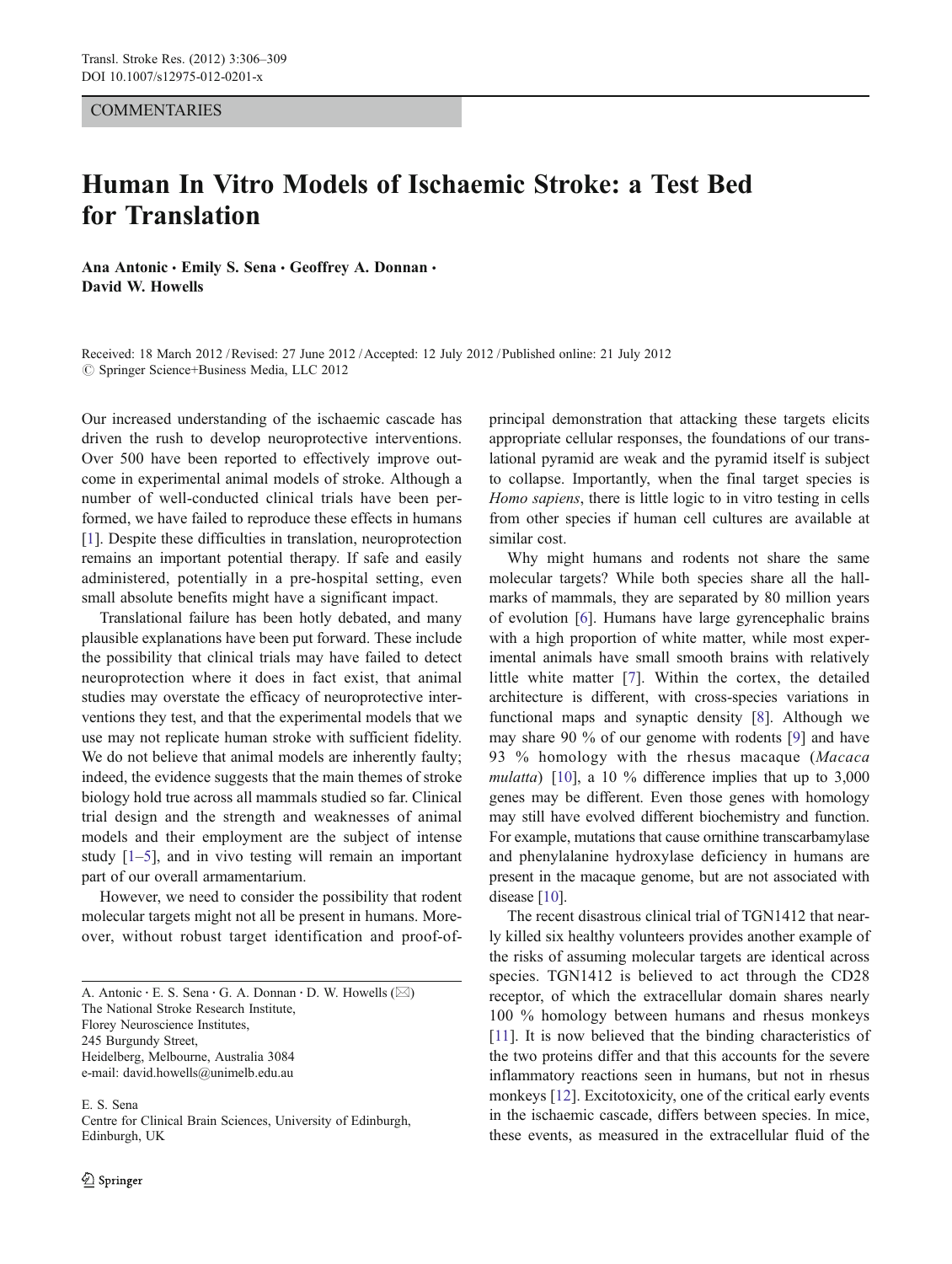COMMENTARIES

# Human In Vitro Models of Ischaemic Stroke: a Test Bed for Translation

**Ana Antonic · Emily S. Sena · Geoffrey A. Donnan · David W. Howells**

Received: 18 March 2012 / Revised: 27 June 2012 / Accepted: 12 July 2012 / Published online: 21 July 2012
© Springer Science+Business Media, LLC 2012

Our increased understanding of the ischaemic cascade has driven the rush to develop neuroprotective interventions. Over 500 have been reported to effectively improve outcome in experimental animal models of stroke. Although a number of well-conducted clinical trials have been performed, we have failed to reproduce these effects in humans [1]. Despite these difficulties in translation, neuroprotection remains an important potential therapy. If safe and easily administered, potentially in a pre-hospital setting, even small absolute benefits might have a significant impact.

Translational failure has been hotly debated, and many plausible explanations have been put forward. These include the possibility that clinical trials may have failed to detect neuroprotection where it does in fact exist, that animal studies may overstate the efficacy of neuroprotective interventions they test, and that the experimental models that we use may not replicate human stroke with sufficient fidelity. We do not believe that animal models are inherently faulty; indeed, the evidence suggests that the main themes of stroke biology hold true across all mammals studied so far. Clinical trial design and the strength and weaknesses of animal models and their employment are the subject of intense study [1–5], and in vivo testing will remain an important part of our overall armamentarium.

However, we need to consider the possibility that rodent molecular targets might not all be present in humans. Moreover, without robust target identification and proof-of-principal demonstration that attacking these targets elicits appropriate cellular responses, the foundations of our translational pyramid are weak and the pyramid itself is subject to collapse. Importantly, when the final target species is *Homo sapiens*, there is little logic to in vitro testing in cells from other species if human cell cultures are available at similar cost.

Why might humans and rodents not share the same molecular targets? While both species share all the hallmarks of mammals, they are separated by 80 million years of evolution [6]. Humans have large gyrencephalic brains with a high proportion of white matter, while most experimental animals have small smooth brains with relatively little white matter [7]. Within the cortex, the detailed architecture is different, with cross-species variations in functional maps and synaptic density [8]. Although we may share 90 % of our genome with rodents [9] and have 93 % homology with the rhesus macaque (*Macaca mulatta*) [10], a 10 % difference implies that up to 3,000 genes may be different. Even those genes with homology may still have evolved different biochemistry and function. For example, mutations that cause ornithine transcarbamylase and phenylalanine hydroxylase deficiency in humans are present in the macaque genome, but are not associated with disease [10].

The recent disastrous clinical trial of TGN1412 that nearly killed six healthy volunteers provides another example of the risks of assuming molecular targets are identical across species. TGN1412 is believed to act through the CD28 receptor, of which the extracellular domain shares nearly 100 % homology between humans and rhesus monkeys [11]. It is now believed that the binding characteristics of the two proteins differ and that this accounts for the severe inflammatory reactions seen in humans, but not in rhesus monkeys [12]. Excitotoxicity, one of the critical early events in the ischaemic cascade, differs between species. In mice, these events, as measured in the extracellular fluid of the

---

A. Antonic · E. S. Sena · G. A. Donnan · D. W. Howells (✉)
The National Stroke Research Institute,
Florey Neuroscience Institutes,
245 Burgundy Street,
Heidelberg, Melbourne, Australia 3084
e-mail: david.howells@unimelb.edu.au

E. S. Sena
Centre for Clinical Brain Sciences, University of Edinburgh,
Edinburgh, UK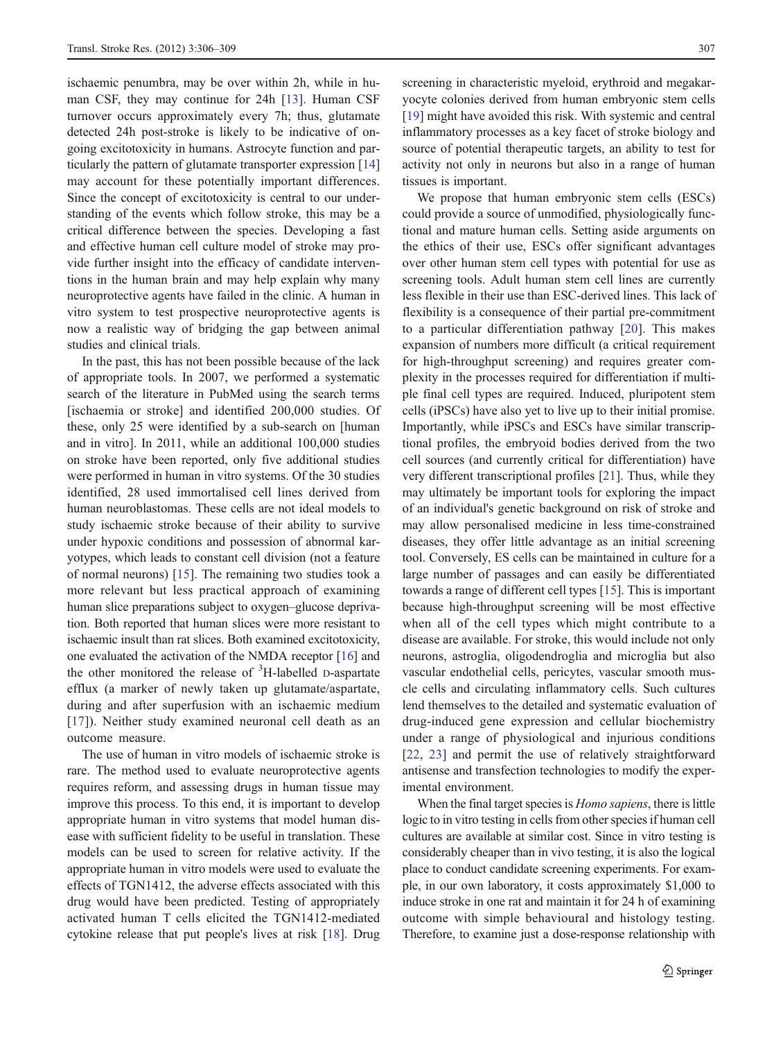ischaemic penumbra, may be over within 2h, while in human CSF, they may continue for 24h [13]. Human CSF turnover occurs approximately every 7h; thus, glutamate detected 24h post-stroke is likely to be indicative of ongoing excitotoxicity in humans. Astrocyte function and particularly the pattern of glutamate transporter expression [14] may account for these potentially important differences. Since the concept of excitotoxicity is central to our understanding of the events which follow stroke, this may be a critical difference between the species. Developing a fast and effective human cell culture model of stroke may provide further insight into the efficacy of candidate interventions in the human brain and may help explain why many neuroprotective agents have failed in the clinic. A human in vitro system to test prospective neuroprotective agents is now a realistic way of bridging the gap between animal studies and clinical trials.

In the past, this has not been possible because of the lack of appropriate tools. In 2007, we performed a systematic search of the literature in PubMed using the search terms [ischaemia or stroke] and identified 200,000 studies. Of these, only 25 were identified by a sub-search on [human and in vitro]. In 2011, while an additional 100,000 studies on stroke have been reported, only five additional studies were performed in human in vitro systems. Of the 30 studies identified, 28 used immortalised cell lines derived from human neuroblastomas. These cells are not ideal models to study ischaemic stroke because of their ability to survive under hypoxic conditions and possession of abnormal karyotypes, which leads to constant cell division (not a feature of normal neurons) [15]. The remaining two studies took a more relevant but less practical approach of examining human slice preparations subject to oxygen–glucose deprivation. Both reported that human slices were more resistant to ischaemic insult than rat slices. Both examined excitotoxicity, one evaluated the activation of the NMDA receptor [16] and the other monitored the release of $^{3}$H-labelled D-aspartate efflux (a marker of newly taken up glutamate/aspartate, during and after superfusion with an ischaemic medium [17]). Neither study examined neuronal cell death as an outcome measure.

The use of human in vitro models of ischaemic stroke is rare. The method used to evaluate neuroprotective agents requires reform, and assessing drugs in human tissue may improve this process. To this end, it is important to develop appropriate human in vitro systems that model human disease with sufficient fidelity to be useful in translation. These models can be used to screen for relative activity. If the appropriate human in vitro models were used to evaluate the effects of TGN1412, the adverse effects associated with this drug would have been predicted. Testing of appropriately activated human T cells elicited the TGN1412-mediated cytokine release that put people's lives at risk [18]. Drug screening in characteristic myeloid, erythroid and megakaryocyte colonies derived from human embryonic stem cells [19] might have avoided this risk. With systemic and central inflammatory processes as a key facet of stroke biology and source of potential therapeutic targets, an ability to test for activity not only in neurons but also in a range of human tissues is important.

We propose that human embryonic stem cells (ESCs) could provide a source of unmodified, physiologically functional and mature human cells. Setting aside arguments on the ethics of their use, ESCs offer significant advantages over other human stem cell types with potential for use as screening tools. Adult human stem cell lines are currently less flexible in their use than ESC-derived lines. This lack of flexibility is a consequence of their partial pre-commitment to a particular differentiation pathway [20]. This makes expansion of numbers more difficult (a critical requirement for high-throughput screening) and requires greater complexity in the processes required for differentiation if multiple final cell types are required. Induced, pluripotent stem cells (iPSCs) have also yet to live up to their initial promise. Importantly, while iPSCs and ESCs have similar transcriptional profiles, the embryoid bodies derived from the two cell sources (and currently critical for differentiation) have very different transcriptional profiles [21]. Thus, while they may ultimately be important tools for exploring the impact of an individual's genetic background on risk of stroke and may allow personalised medicine in less time-constrained diseases, they offer little advantage as an initial screening tool. Conversely, ES cells can be maintained in culture for a large number of passages and can easily be differentiated towards a range of different cell types [15]. This is important because high-throughput screening will be most effective when all of the cell types which might contribute to a disease are available. For stroke, this would include not only neurons, astroglia, oligodendroglia and microglia but also vascular endothelial cells, pericytes, vascular smooth muscle cells and circulating inflammatory cells. Such cultures lend themselves to the detailed and systematic evaluation of drug-induced gene expression and cellular biochemistry under a range of physiological and injurious conditions [22, 23] and permit the use of relatively straightforward antisense and transfection technologies to modify the experimental environment.

When the final target species is *Homo sapiens*, there is little logic to in vitro testing in cells from other species if human cell cultures are available at similar cost. Since in vitro testing is considerably cheaper than in vivo testing, it is also the logical place to conduct candidate screening experiments. For example, in our own laboratory, it costs approximately $1,000 to induce stroke in one rat and maintain it for 24 h of examining outcome with simple behavioural and histology testing. Therefore, to examine just a dose-response relationship with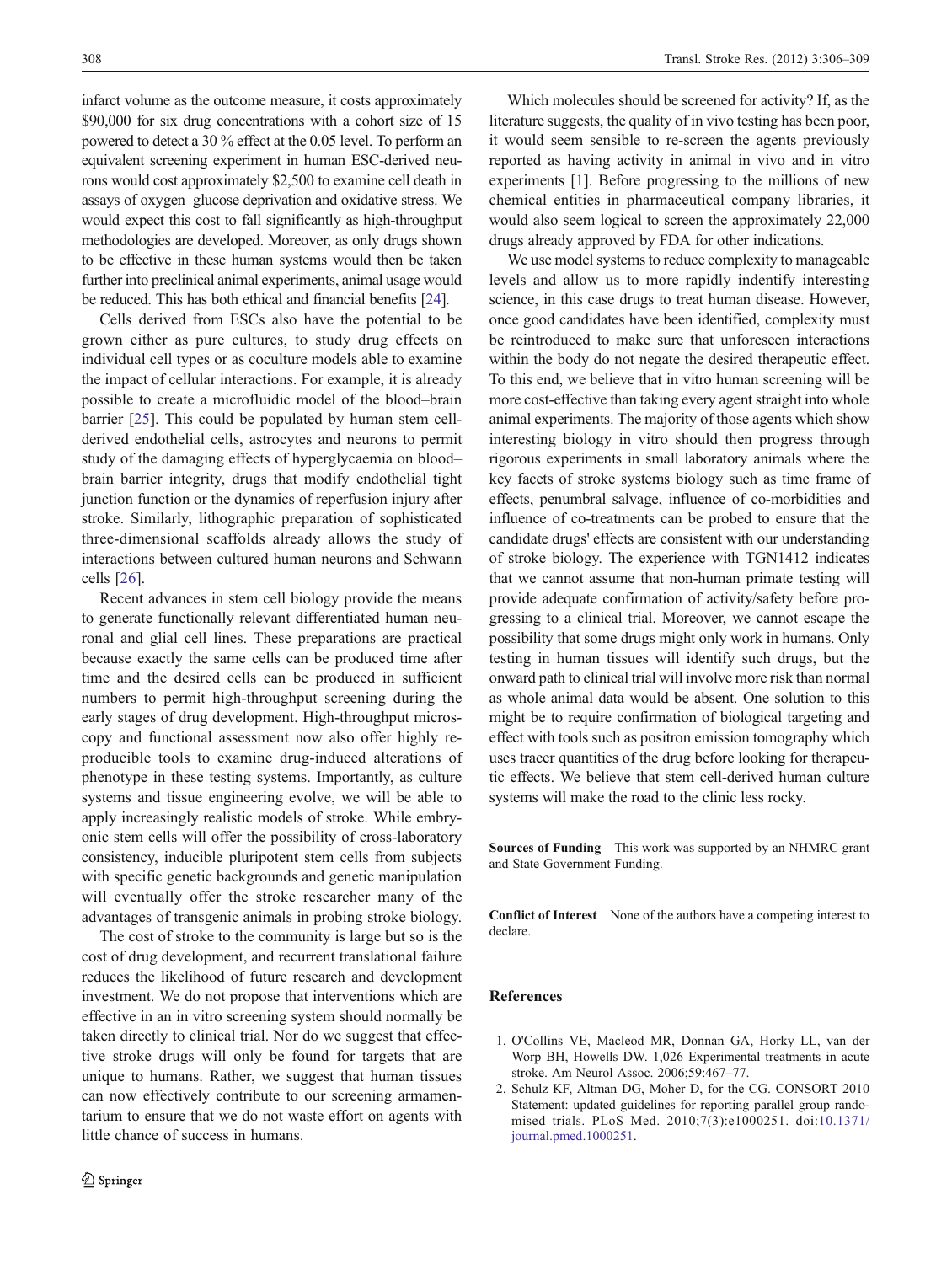infarct volume as the outcome measure, it costs approximately $90,000 for six drug concentrations with a cohort size of 15 powered to detect a 30 % effect at the 0.05 level. To perform an equivalent screening experiment in human ESC-derived neurons would cost approximately $2,500 to examine cell death in assays of oxygen–glucose deprivation and oxidative stress. We would expect this cost to fall significantly as high-throughput methodologies are developed. Moreover, as only drugs shown to be effective in these human systems would then be taken further into preclinical animal experiments, animal usage would be reduced. This has both ethical and financial benefits [24].

Cells derived from ESCs also have the potential to be grown either as pure cultures, to study drug effects on individual cell types or as coculture models able to examine the impact of cellular interactions. For example, it is already possible to create a microfluidic model of the blood–brain barrier [25]. This could be populated by human stem cell-derived endothelial cells, astrocytes and neurons to permit study of the damaging effects of hyperglycaemia on blood–brain barrier integrity, drugs that modify endothelial tight junction function or the dynamics of reperfusion injury after stroke. Similarly, lithographic preparation of sophisticated three-dimensional scaffolds already allows the study of interactions between cultured human neurons and Schwann cells [26].

Recent advances in stem cell biology provide the means to generate functionally relevant differentiated human neuronal and glial cell lines. These preparations are practical because exactly the same cells can be produced time after time and the desired cells can be produced in sufficient numbers to permit high-throughput screening during the early stages of drug development. High-throughput microscopy and functional assessment now also offer highly reproducible tools to examine drug-induced alterations of phenotype in these testing systems. Importantly, as culture systems and tissue engineering evolve, we will be able to apply increasingly realistic models of stroke. While embryonic stem cells will offer the possibility of cross-laboratory consistency, inducible pluripotent stem cells from subjects with specific genetic backgrounds and genetic manipulation will eventually offer the stroke researcher many of the advantages of transgenic animals in probing stroke biology.

The cost of stroke to the community is large but so is the cost of drug development, and recurrent translational failure reduces the likelihood of future research and development investment. We do not propose that interventions which are effective in an in vitro screening system should normally be taken directly to clinical trial. Nor do we suggest that effective stroke drugs will only be found for targets that are unique to humans. Rather, we suggest that human tissues can now effectively contribute to our screening armamentarium to ensure that we do not waste effort on agents with little chance of success in humans.

Which molecules should be screened for activity? If, as the literature suggests, the quality of in vivo testing has been poor, it would seem sensible to re-screen the agents previously reported as having activity in animal in vivo and in vitro experiments [1]. Before progressing to the millions of new chemical entities in pharmaceutical company libraries, it would also seem logical to screen the approximately 22,000 drugs already approved by FDA for other indications.

We use model systems to reduce complexity to manageable levels and allow us to more rapidly indentify interesting science, in this case drugs to treat human disease. However, once good candidates have been identified, complexity must be reintroduced to make sure that unforeseen interactions within the body do not negate the desired therapeutic effect. To this end, we believe that in vitro human screening will be more cost-effective than taking every agent straight into whole animal experiments. The majority of those agents which show interesting biology in vitro should then progress through rigorous experiments in small laboratory animals where the key facets of stroke systems biology such as time frame of effects, penumbral salvage, influence of co-morbidities and influence of co-treatments can be probed to ensure that the candidate drugs' effects are consistent with our understanding of stroke biology. The experience with TGN1412 indicates that we cannot assume that non-human primate testing will provide adequate confirmation of activity/safety before progressing to a clinical trial. Moreover, we cannot escape the possibility that some drugs might only work in humans. Only testing in human tissues will identify such drugs, but the onward path to clinical trial will involve more risk than normal as whole animal data would be absent. One solution to this might be to require confirmation of biological targeting and effect with tools such as positron emission tomography which uses tracer quantities of the drug before looking for therapeutic effects. We believe that stem cell-derived human culture systems will make the road to the clinic less rocky.

**Sources of Funding** This work was supported by an NHMRC grant and State Government Funding.

**Conflict of Interest** None of the authors have a competing interest to declare.

## References

1. O'Collins VE, Macleod MR, Donnan GA, Horky LL, van der Worp BH, Howells DW. 1,026 Experimental treatments in acute stroke. Am Neurol Assoc. 2006;59:467–77.
2. Schulz KF, Altman DG, Moher D, for the CG. CONSORT 2010 Statement: updated guidelines for reporting parallel group randomised trials. PLoS Med. 2010;7(3):e1000251. doi:10.1371/journal.pmed.1000251.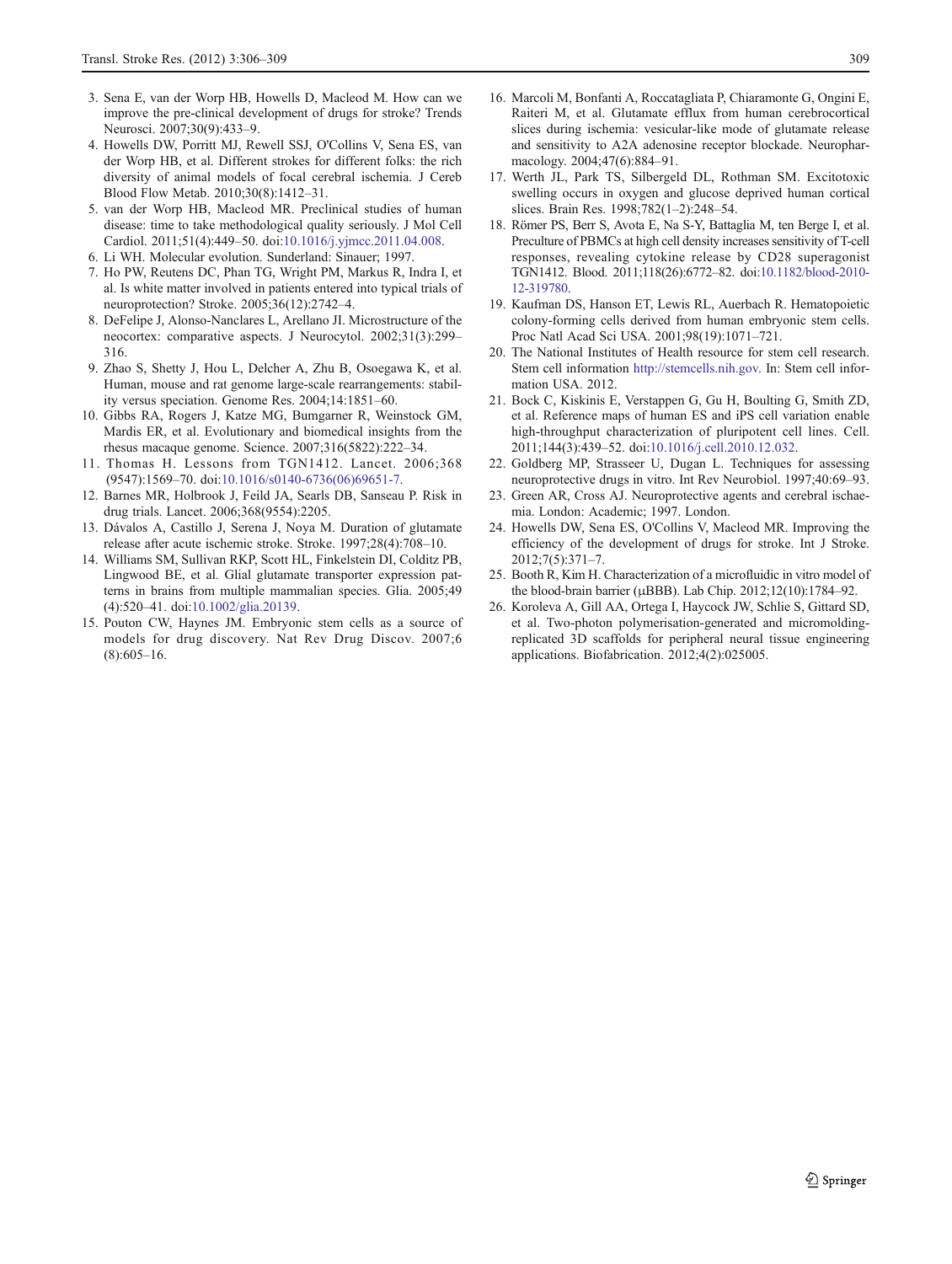3. Sena E, van der Worp HB, Howells D, Macleod M. How can we improve the pre-clinical development of drugs for stroke? Trends Neurosci. 2007;30(9):433–9.
4. Howells DW, Porritt MJ, Rewell SSJ, O'Collins V, Sena ES, van der Worp HB, et al. Different strokes for different folks: the rich diversity of animal models of focal cerebral ischemia. J Cereb Blood Flow Metab. 2010;30(8):1412–31.
5. van der Worp HB, Macleod MR. Preclinical studies of human disease: time to take methodological quality seriously. J Mol Cell Cardiol. 2011;51(4):449–50. doi:10.1016/j.yjmcc.2011.04.008.
6. Li WH. Molecular evolution. Sunderland: Sinauer; 1997.
7. Ho PW, Reutens DC, Phan TG, Wright PM, Markus R, Indra I, et al. Is white matter involved in patients entered into typical trials of neuroprotection? Stroke. 2005;36(12):2742–4.
8. DeFelipe J, Alonso-Nanclares L, Arellano JI. Microstructure of the neocortex: comparative aspects. J Neurocytol. 2002;31(3):299–316.
9. Zhao S, Shetty J, Hou L, Delcher A, Zhu B, Osoegawa K, et al. Human, mouse and rat genome large-scale rearrangements: stability versus speciation. Genome Res. 2004;14:1851–60.
10. Gibbs RA, Rogers J, Katze MG, Bumgarner R, Weinstock GM, Mardis ER, et al. Evolutionary and biomedical insights from the rhesus macaque genome. Science. 2007;316(5822):222–34.
11. Thomas H. Lessons from TGN1412. Lancet. 2006;368 (9547):1569–70. doi:10.1016/s0140-6736(06)69651-7.
12. Barnes MR, Holbrook J, Feild JA, Searls DB, Sanseau P. Risk in drug trials. Lancet. 2006;368(9554):2205.
13. Dávalos A, Castillo J, Serena J, Noya M. Duration of glutamate release after acute ischemic stroke. Stroke. 1997;28(4):708–10.
14. Williams SM, Sullivan RKP, Scott HL, Finkelstein DI, Colditz PB, Lingwood BE, et al. Glial glutamate transporter expression patterns in brains from multiple mammalian species. Glia. 2005;49 (4):520–41. doi:10.1002/glia.20139.
15. Pouton CW, Haynes JM. Embryonic stem cells as a source of models for drug discovery. Nat Rev Drug Discov. 2007;6 (8):605–16.
16. Marcoli M, Bonfanti A, Roccatagliata P, Chiaramonte G, Ongini E, Raiteri M, et al. Glutamate efflux from human cerebrocortical slices during ischemia: vesicular-like mode of glutamate release and sensitivity to A2A adenosine receptor blockade. Neuropharmacology. 2004;47(6):884–91.
17. Werth JL, Park TS, Silbergeld DL, Rothman SM. Excitotoxic swelling occurs in oxygen and glucose deprived human cortical slices. Brain Res. 1998;782(1–2):248–54.
18. Römer PS, Berr S, Avota E, Na S-Y, Battaglia M, ten Berge I, et al. Preculture of PBMCs at high cell density increases sensitivity of T-cell responses, revealing cytokine release by CD28 superagonist TGN1412. Blood. 2011;118(26):6772–82. doi:10.1182/blood-2010-12-319780.
19. Kaufman DS, Hanson ET, Lewis RL, Auerbach R. Hematopoietic colony-forming cells derived from human embryonic stem cells. Proc Natl Acad Sci USA. 2001;98(19):1071–721.
20. The National Institutes of Health resource for stem cell research. Stem cell information http://stemcells.nih.gov. In: Stem cell information USA. 2012.
21. Bock C, Kiskinis E, Verstappen G, Gu H, Boulting G, Smith ZD, et al. Reference maps of human ES and iPS cell variation enable high-throughput characterization of pluripotent cell lines. Cell. 2011;144(3):439–52. doi:10.1016/j.cell.2010.12.032.
22. Goldberg MP, Strasseer U, Dugan L. Techniques for assessing neuroprotective drugs in vitro. Int Rev Neurobiol. 1997;40:69–93.
23. Green AR, Cross AJ. Neuroprotective agents and cerebral ischaemia. London: Academic; 1997. London.
24. Howells DW, Sena ES, O'Collins V, Macleod MR. Improving the efficiency of the development of drugs for stroke. Int J Stroke. 2012;7(5):371–7.
25. Booth R, Kim H. Characterization of a microfluidic in vitro model of the blood-brain barrier (μBBB). Lab Chip. 2012;12(10):1784–92.
26. Koroleva A, Gill AA, Ortega I, Haycock JW, Schlie S, Gittard SD, et al. Two-photon polymerisation-generated and micromolding-replicated 3D scaffolds for peripheral neural tissue engineering applications. Biofabrication. 2012;4(2):025005.